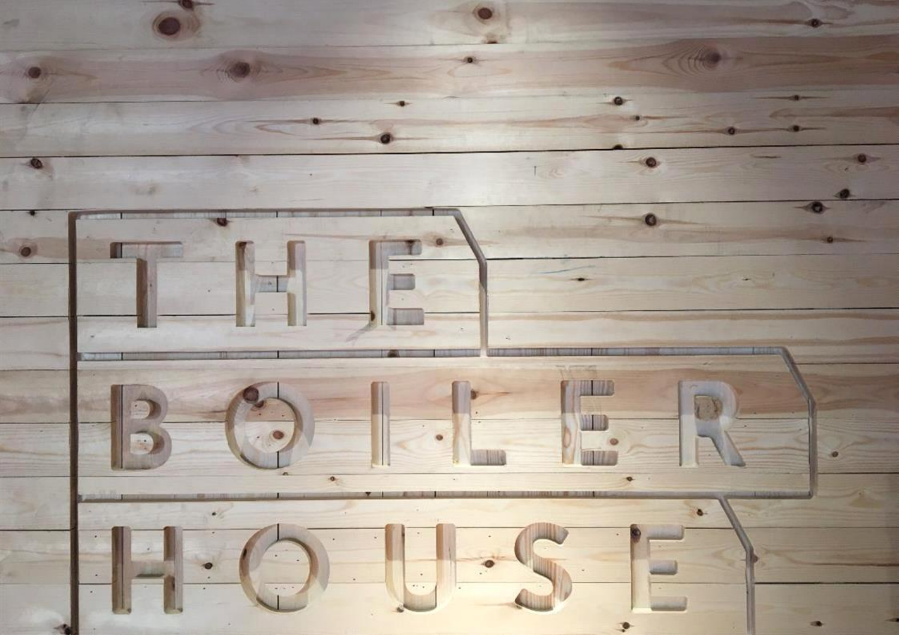# THE BØILER HOUSE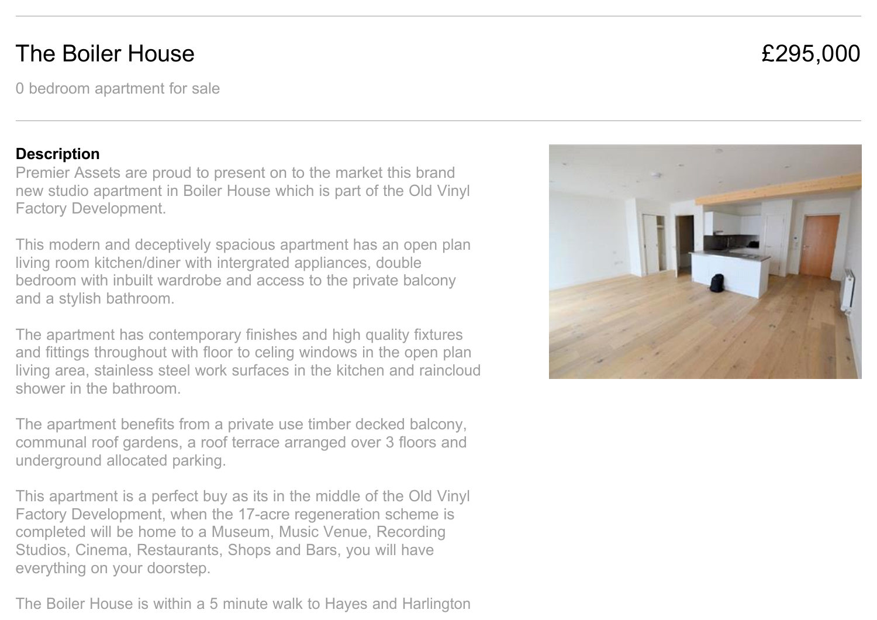# The Boiler House

£295,000

0 bedroom apartment for sale

**Description**

Premier Assets are proud to present on to the market this brand new studio apartment in Boiler House which is part of the Old Vinyl Factory Development.

This modern and deceptively spacious apartment has an open plan living room kitchen/diner with intergrated appliances, double bedroom with inbuilt wardrobe and access to the private balcony and a stylish bathroom.

The apartment has contemporary finishes and high quality fixtures and fittings throughout with floor to celing windows in the open plan living area, stainless steel work surfaces in the kitchen and raincloud shower in the bathroom.

The apartment benefits from a private use timber decked balcony, communal roof gardens, a roof terrace arranged over 3 floors and underground allocated parking.

This apartment is a perfect buy as its in the middle of the Old Vinyl Factory Development, when the 17-acre regeneration scheme is completed will be home to a Museum, Music Venue, Recording Studios, Cinema, Restaurants, Shops and Bars, you will have everything on your doorstep.

The Boiler House is within a 5 minute walk to Hayes and Harlington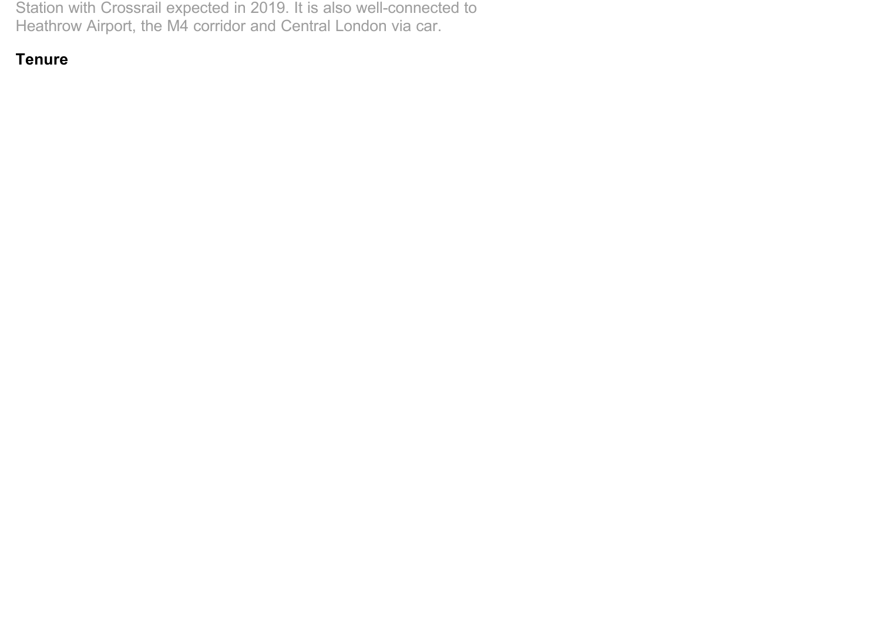Station with Crossrail expected in 2019. It is also well-connected to Heathrow Airport, the M4 corridor and Central London via car.

**Tenure**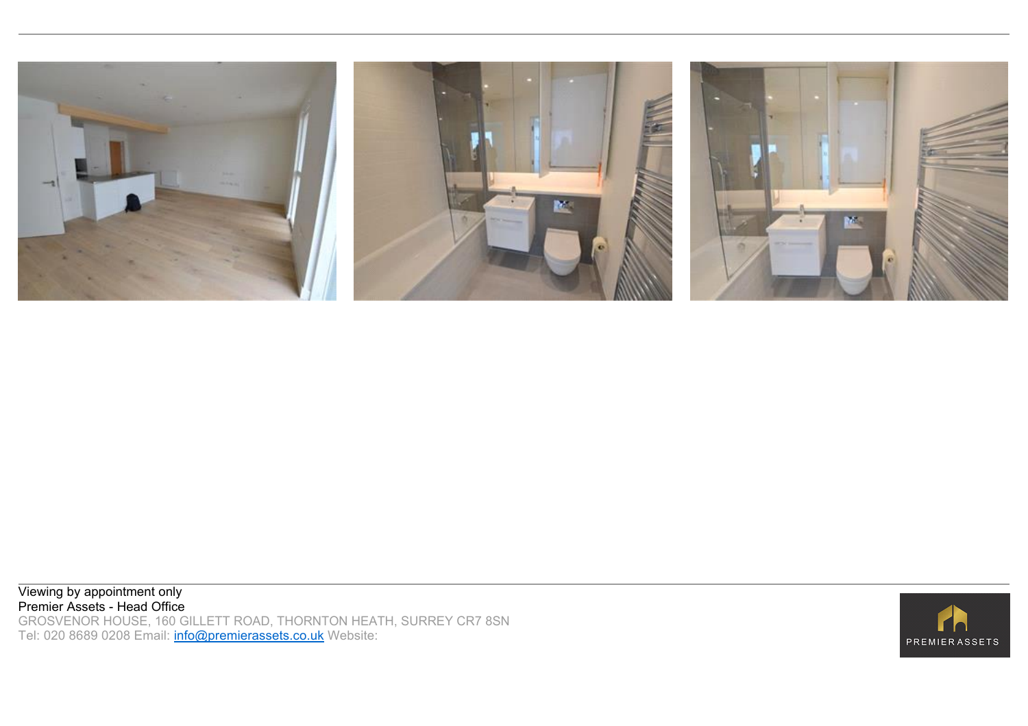Viewing by appointment only
Premier Assets - Head Office
GROSVENOR HOUSE, 160 GILLETT ROAD, THORNTON HEATH, SURREY CR7 8SN
Tel: 020 8689 0208 Email: info@premierassets.co.uk Website: